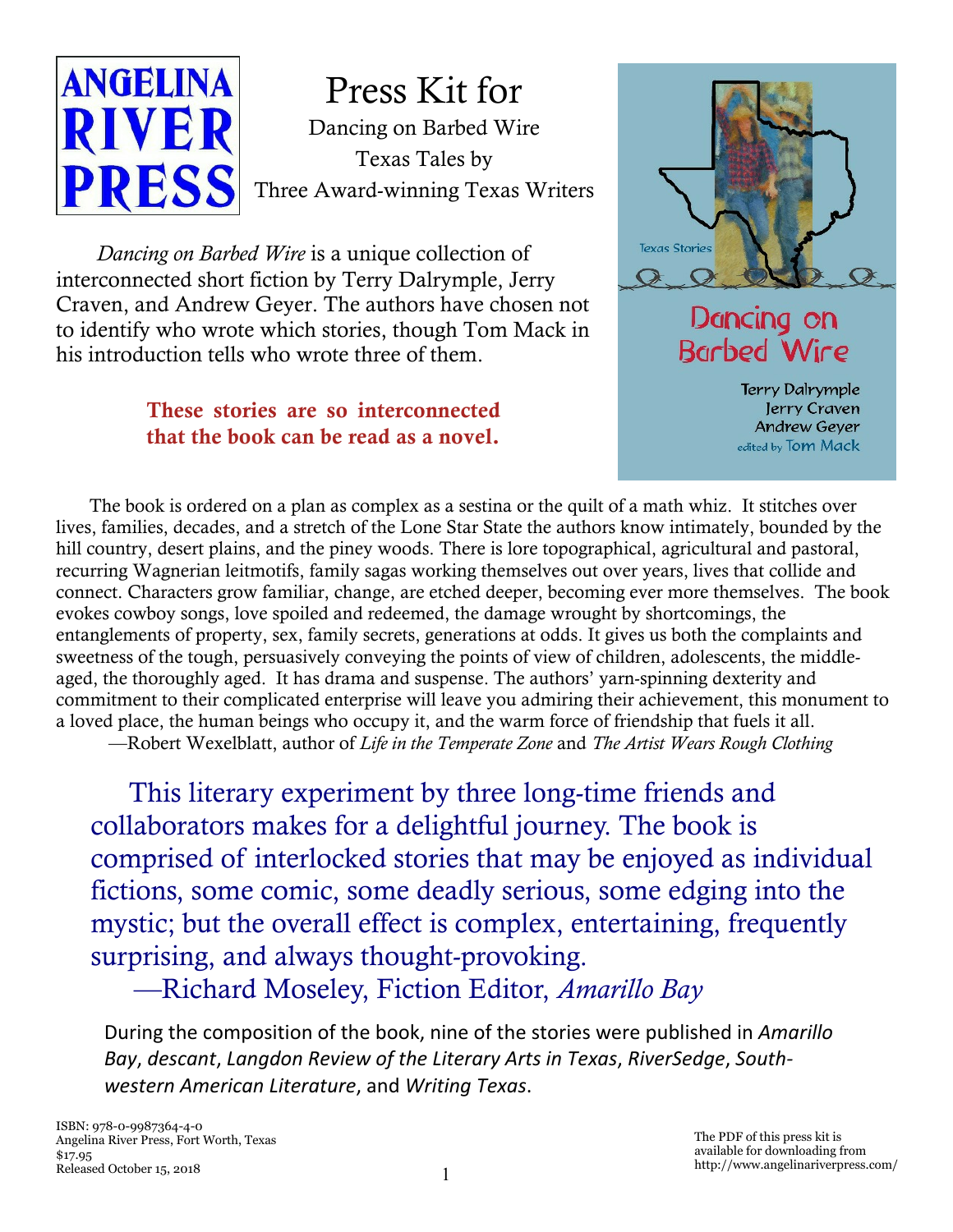ANGELINA RIVER PRESS

# Press Kit for

Dancing on Barbed Wire

Texas Tales by

Three Award-winning Texas Writers

*Dancing on Barbed Wire* is a unique collection of interconnected short fiction by Terry Dalrymple, Jerry Craven, and Andrew Geyer. The authors have chosen not to identify who wrote which stories, though Tom Mack in his introduction tells who wrote three of them.

**These stories are so interconnected that the book can be read as a novel.**

Texas Stories

Dancing on Barbed Wire

Terry Dalrymple
Jerry Craven
Andrew Geyer
edited by Tom Mack

The book is ordered on a plan as complex as a sestina or the quilt of a math whiz. It stitches over lives, families, decades, and a stretch of the Lone Star State the authors know intimately, bounded by the hill country, desert plains, and the piney woods. There is lore topographical, agricultural and pastoral, recurring Wagnerian leitmotifs, family sagas working themselves out over years, lives that collide and connect. Characters grow familiar, change, are etched deeper, becoming ever more themselves. The book evokes cowboy songs, love spoiled and redeemed, the damage wrought by shortcomings, the entanglements of property, sex, family secrets, generations at odds. It gives us both the complaints and sweetness of the tough, persuasively conveying the points of view of children, adolescents, the middle-aged, the thoroughly aged. It has drama and suspense. The authors' yarn-spinning dexterity and commitment to their complicated enterprise will leave you admiring their achievement, this monument to a loved place, the human beings who occupy it, and the warm force of friendship that fuels it all.
—Robert Wexelblatt, author of *Life in the Temperate Zone* and *The Artist Wears Rough Clothing*

This literary experiment by three long-time friends and collaborators makes for a delightful journey. The book is comprised of interlocked stories that may be enjoyed as individual fictions, some comic, some deadly serious, some edging into the mystic; but the overall effect is complex, entertaining, frequently surprising, and always thought-provoking.
—Richard Moseley, Fiction Editor, *Amarillo Bay*

During the composition of the book, nine of the stories were published in *Amarillo Bay, descant*, *Langdon Review of the Literary Arts in Texas*, *RiverSedge*, *Southwestern American Literature*, and *Writing Texas*.

ISBN: 978-0-9987364-4-0
Angelina River Press, Fort Worth, Texas
$17.95
Released October 15, 2018

The PDF of this press kit is available for downloading from http://www.angelinariverpress.com/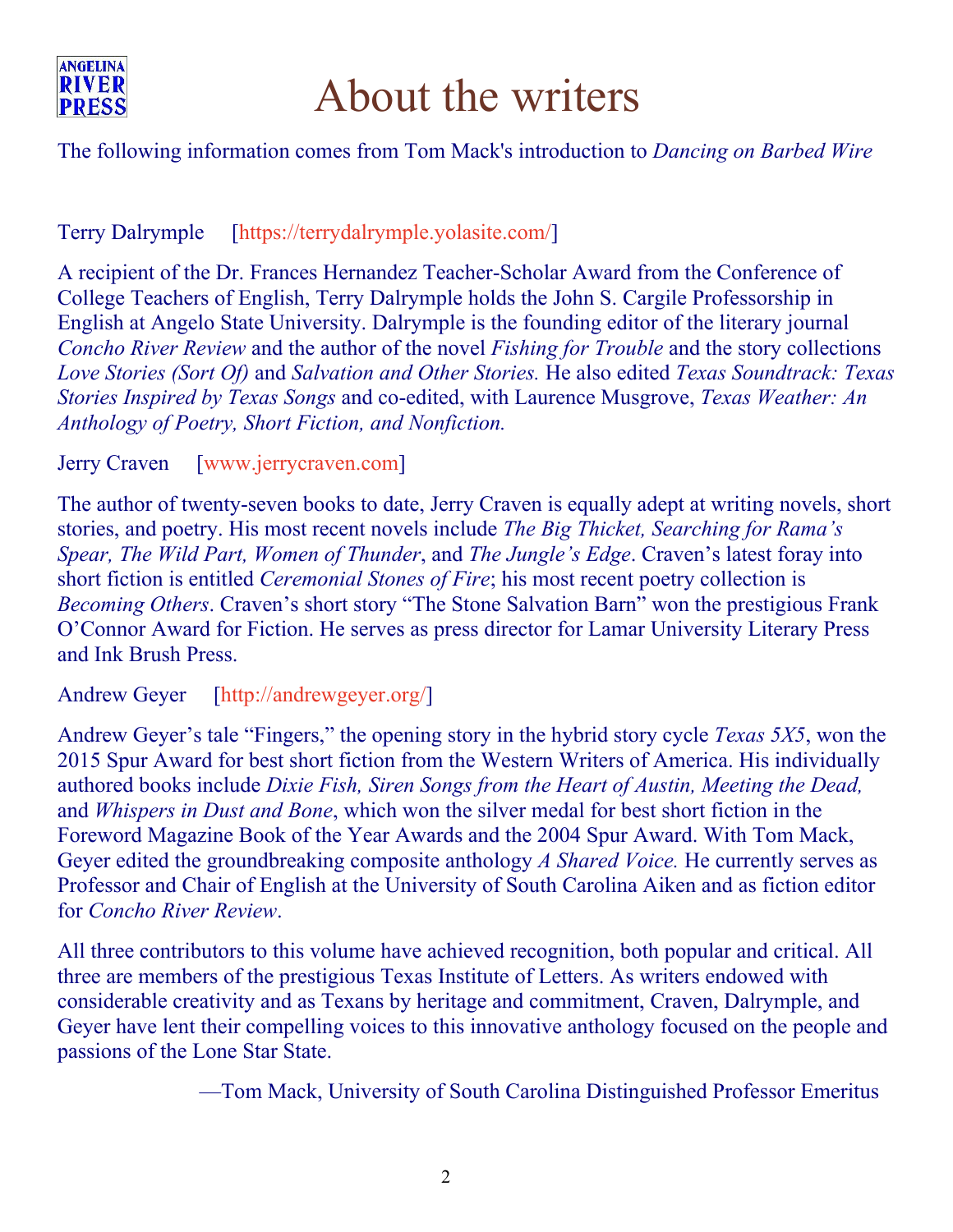# About the writers

The following information comes from Tom Mack's introduction to *Dancing on Barbed Wire*

Terry Dalrymple [https://terrydalrymple.yolasite.com/]

A recipient of the Dr. Frances Hernandez Teacher-Scholar Award from the Conference of College Teachers of English, Terry Dalrymple holds the John S. Cargile Professorship in English at Angelo State University. Dalrymple is the founding editor of the literary journal *Concho River Review* and the author of the novel *Fishing for Trouble* and the story collections *Love Stories (Sort Of)* and *Salvation and Other Stories.* He also edited *Texas Soundtrack: Texas Stories Inspired by Texas Songs* and co-edited, with Laurence Musgrove, *Texas Weather: An Anthology of Poetry, Short Fiction, and Nonfiction.*

Jerry Craven [www.jerrycraven.com]

The author of twenty-seven books to date, Jerry Craven is equally adept at writing novels, short stories, and poetry. His most recent novels include *The Big Thicket, Searching for Rama's Spear, The Wild Part, Women of Thunder*, and *The Jungle's Edge*. Craven's latest foray into short fiction is entitled *Ceremonial Stones of Fire*; his most recent poetry collection is *Becoming Others*. Craven's short story "The Stone Salvation Barn" won the prestigious Frank O'Connor Award for Fiction. He serves as press director for Lamar University Literary Press and Ink Brush Press.

Andrew Geyer [http://andrewgeyer.org/]

Andrew Geyer's tale "Fingers," the opening story in the hybrid story cycle *Texas 5X5*, won the 2015 Spur Award for best short fiction from the Western Writers of America. His individually authored books include *Dixie Fish, Siren Songs from the Heart of Austin, Meeting the Dead,* and *Whispers in Dust and Bone*, which won the silver medal for best short fiction in the Foreword Magazine Book of the Year Awards and the 2004 Spur Award. With Tom Mack, Geyer edited the groundbreaking composite anthology *A Shared Voice.* He currently serves as Professor and Chair of English at the University of South Carolina Aiken and as fiction editor for *Concho River Review*.

All three contributors to this volume have achieved recognition, both popular and critical. All three are members of the prestigious Texas Institute of Letters. As writers endowed with considerable creativity and as Texans by heritage and commitment, Craven, Dalrymple, and Geyer have lent their compelling voices to this innovative anthology focused on the people and passions of the Lone Star State.

—Tom Mack, University of South Carolina Distinguished Professor Emeritus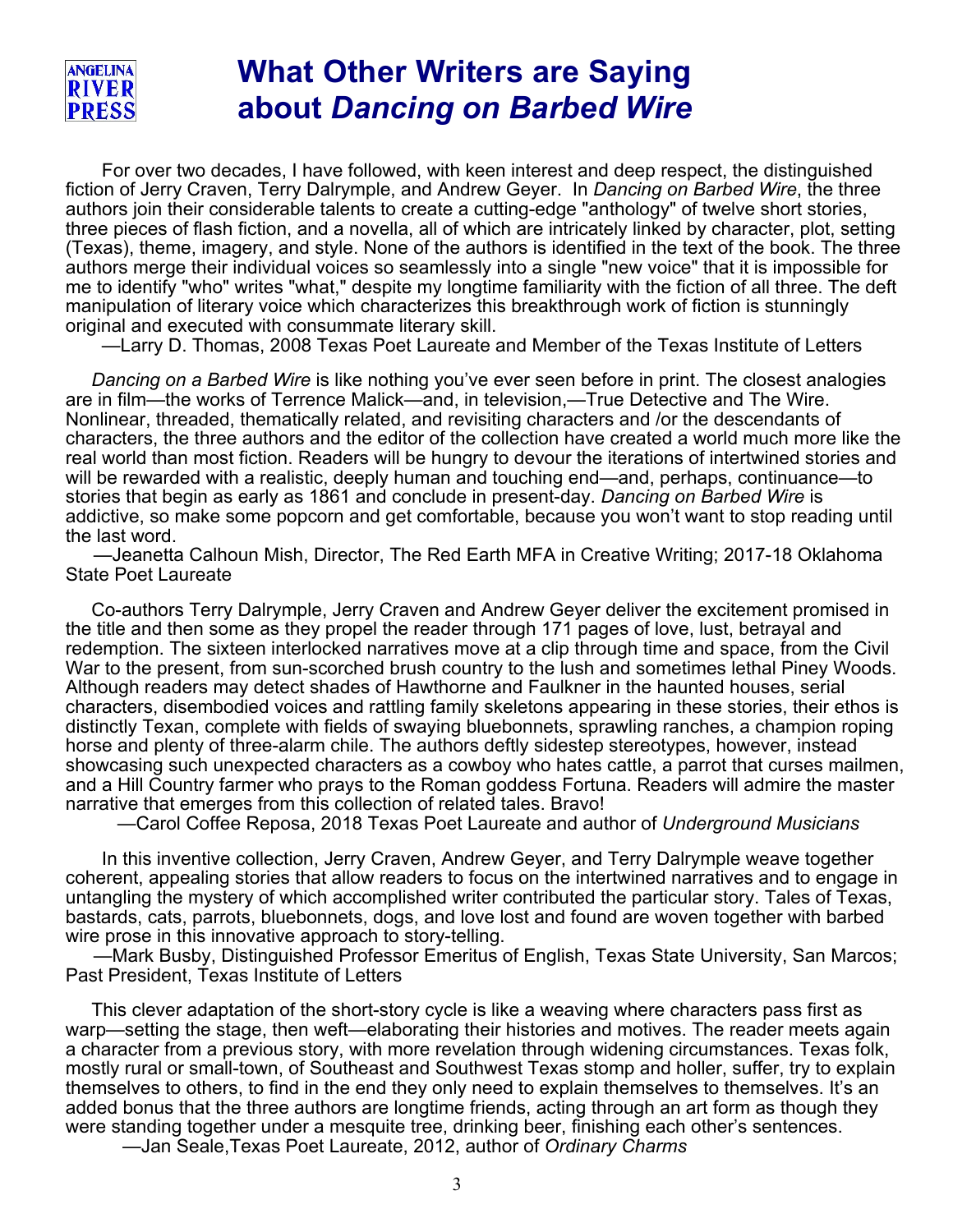ANGELINA RIVER PRESS

# What Other Writers are Saying about *Dancing on Barbed Wire*

For over two decades, I have followed, with keen interest and deep respect, the distinguished fiction of Jerry Craven, Terry Dalrymple, and Andrew Geyer. In *Dancing on Barbed Wire*, the three authors join their considerable talents to create a cutting-edge "anthology" of twelve short stories, three pieces of flash fiction, and a novella, all of which are intricately linked by character, plot, setting (Texas), theme, imagery, and style. None of the authors is identified in the text of the book. The three authors merge their individual voices so seamlessly into a single "new voice" that it is impossible for me to identify "who" writes "what," despite my longtime familiarity with the fiction of all three. The deft manipulation of literary voice which characterizes this breakthrough work of fiction is stunningly original and executed with consummate literary skill.

—Larry D. Thomas, 2008 Texas Poet Laureate and Member of the Texas Institute of Letters

*Dancing on a Barbed Wire* is like nothing you've ever seen before in print. The closest analogies are in film—the works of Terrence Malick—and, in television,—True Detective and The Wire. Nonlinear, threaded, thematically related, and revisiting characters and /or the descendants of characters, the three authors and the editor of the collection have created a world much more like the real world than most fiction. Readers will be hungry to devour the iterations of intertwined stories and will be rewarded with a realistic, deeply human and touching end—and, perhaps, continuance—to stories that begin as early as 1861 and conclude in present-day. *Dancing on Barbed Wire* is addictive, so make some popcorn and get comfortable, because you won't want to stop reading until the last word.

—Jeanetta Calhoun Mish, Director, The Red Earth MFA in Creative Writing; 2017-18 Oklahoma State Poet Laureate

Co-authors Terry Dalrymple, Jerry Craven and Andrew Geyer deliver the excitement promised in the title and then some as they propel the reader through 171 pages of love, lust, betrayal and redemption. The sixteen interlocked narratives move at a clip through time and space, from the Civil War to the present, from sun-scorched brush country to the lush and sometimes lethal Piney Woods. Although readers may detect shades of Hawthorne and Faulkner in the haunted houses, serial characters, disembodied voices and rattling family skeletons appearing in these stories, their ethos is distinctly Texan, complete with fields of swaying bluebonnets, sprawling ranches, a champion roping horse and plenty of three-alarm chile. The authors deftly sidestep stereotypes, however, instead showcasing such unexpected characters as a cowboy who hates cattle, a parrot that curses mailmen, and a Hill Country farmer who prays to the Roman goddess Fortuna. Readers will admire the master narrative that emerges from this collection of related tales. Bravo!

—Carol Coffee Reposa, 2018 Texas Poet Laureate and author of *Underground Musicians*

In this inventive collection, Jerry Craven, Andrew Geyer, and Terry Dalrymple weave together coherent, appealing stories that allow readers to focus on the intertwined narratives and to engage in untangling the mystery of which accomplished writer contributed the particular story. Tales of Texas, bastards, cats, parrots, bluebonnets, dogs, and love lost and found are woven together with barbed wire prose in this innovative approach to story-telling.

—Mark Busby, Distinguished Professor Emeritus of English, Texas State University, San Marcos; Past President, Texas Institute of Letters

This clever adaptation of the short-story cycle is like a weaving where characters pass first as warp—setting the stage, then weft—elaborating their histories and motives. The reader meets again a character from a previous story, with more revelation through widening circumstances. Texas folk, mostly rural or small-town, of Southeast and Southwest Texas stomp and holler, suffer, try to explain themselves to others, to find in the end they only need to explain themselves to themselves. It's an added bonus that the three authors are longtime friends, acting through an art form as though they were standing together under a mesquite tree, drinking beer, finishing each other's sentences.

—Jan Seale,Texas Poet Laureate, 2012, author of *Ordinary Charms*